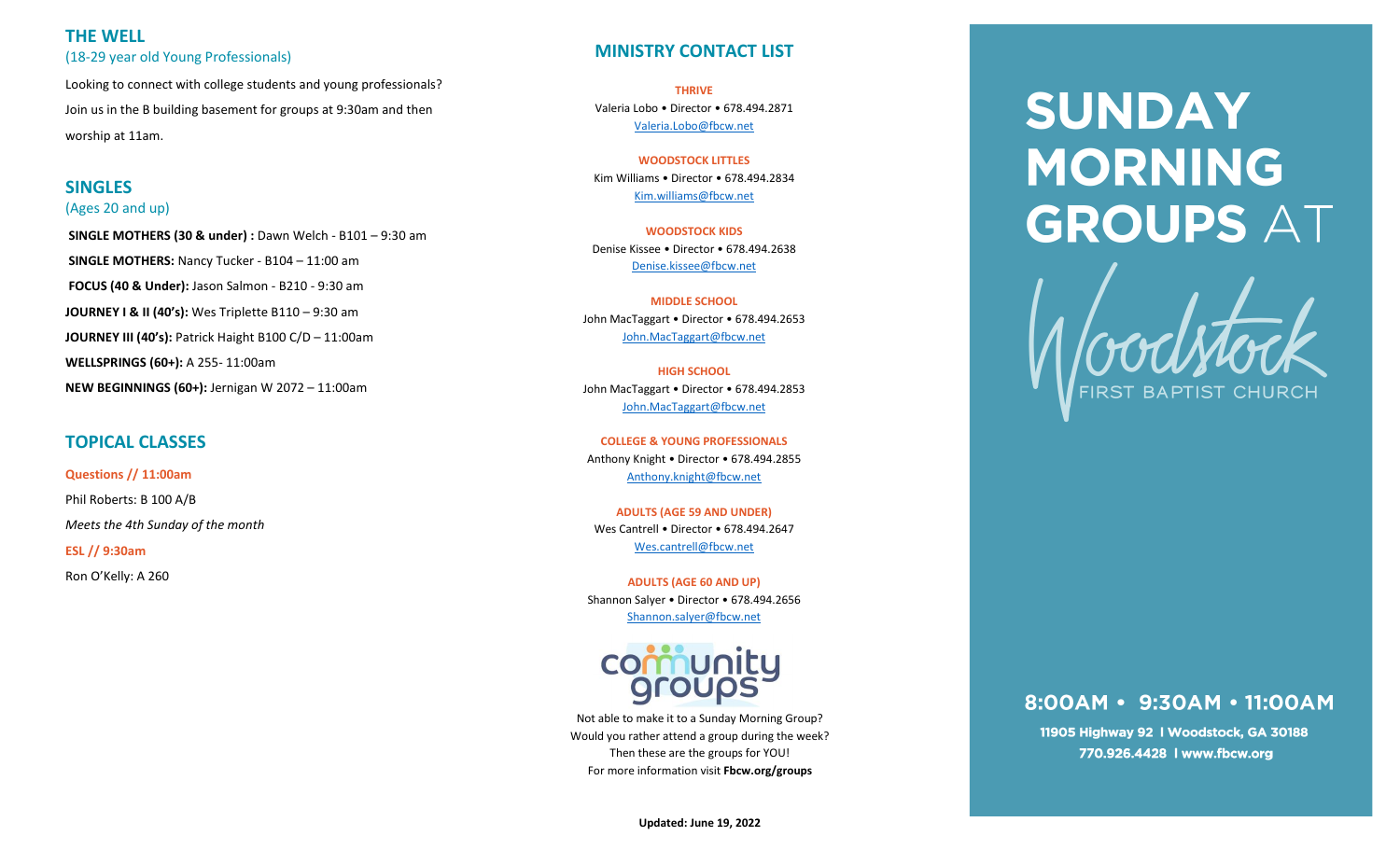## THE WELL

(18-29 year old Young Professionals)

Looking to connect with college students and young professionals? Join us in the B building basement for groups at 9:30am and then worship at 11am.

## SINGLES

(Ages 20 and up)

**SINGLE MOTHERS (30 & under) :** Dawn Welch - B101 – 9:30 am

**SINGLE MOTHERS:** Nancy Tucker - B104 – 11:00 am

**FOCUS (40 & Under):** Jason Salmon - B210 - 9:30 am

**JOURNEY I & II (40's):** Wes Triplette B110 – 9:30 am

**JOURNEY III (40's):** Patrick Haight B100 C/D – 11:00am

**WELLSPRINGS (60+):** A 255- 11:00am

**NEW BEGINNINGS (60+):** Jernigan W 2072 – 11:00am

## TOPICAL CLASSES

**Questions // 11:00am**

Phil Roberts: B 100 A/B

*Meets the 4th Sunday of the month*

**ESL // 9:30am**

Ron O'Kelly: A 260

## MINISTRY CONTACT LIST

**THRIVE**
Valeria Lobo • Director • 678.494.2871
Valeria.Lobo@fbcw.net

**WOODSTOCK LITTLES**
Kim Williams • Director • 678.494.2834
Kim.williams@fbcw.net

**WOODSTOCK KIDS**
Denise Kissee • Director • 678.494.2638
Denise.kissee@fbcw.net

**MIDDLE SCHOOL**
John MacTaggart • Director • 678.494.2653
John.MacTaggart@fbcw.net

**HIGH SCHOOL**
John MacTaggart • Director • 678.494.2853
John.MacTaggart@fbcw.net

**COLLEGE & YOUNG PROFESSIONALS**
Anthony Knight • Director • 678.494.2855
Anthony.knight@fbcw.net

**ADULTS (AGE 59 AND UNDER)**
Wes Cantrell • Director • 678.494.2647
Wes.cantrell@fbcw.net

**ADULTS (AGE 60 AND UP)**
Shannon Salyer • Director • 678.494.2656
Shannon.salyer@fbcw.net

community groups

Not able to make it to a Sunday Morning Group? Would you rather attend a group during the week? Then these are the groups for YOU! For more information visit **Fbcw.org/groups**

**Updated: June 19, 2022**

# SUNDAY MORNING GROUPS AT

Woodstock

FIRST BAPTIST CHURCH

**8:00AM • 9:30AM • 11:00AM**

**11905 Highway 92 | Woodstock, GA 30188**

**770.926.4428 | www.fbcw.org**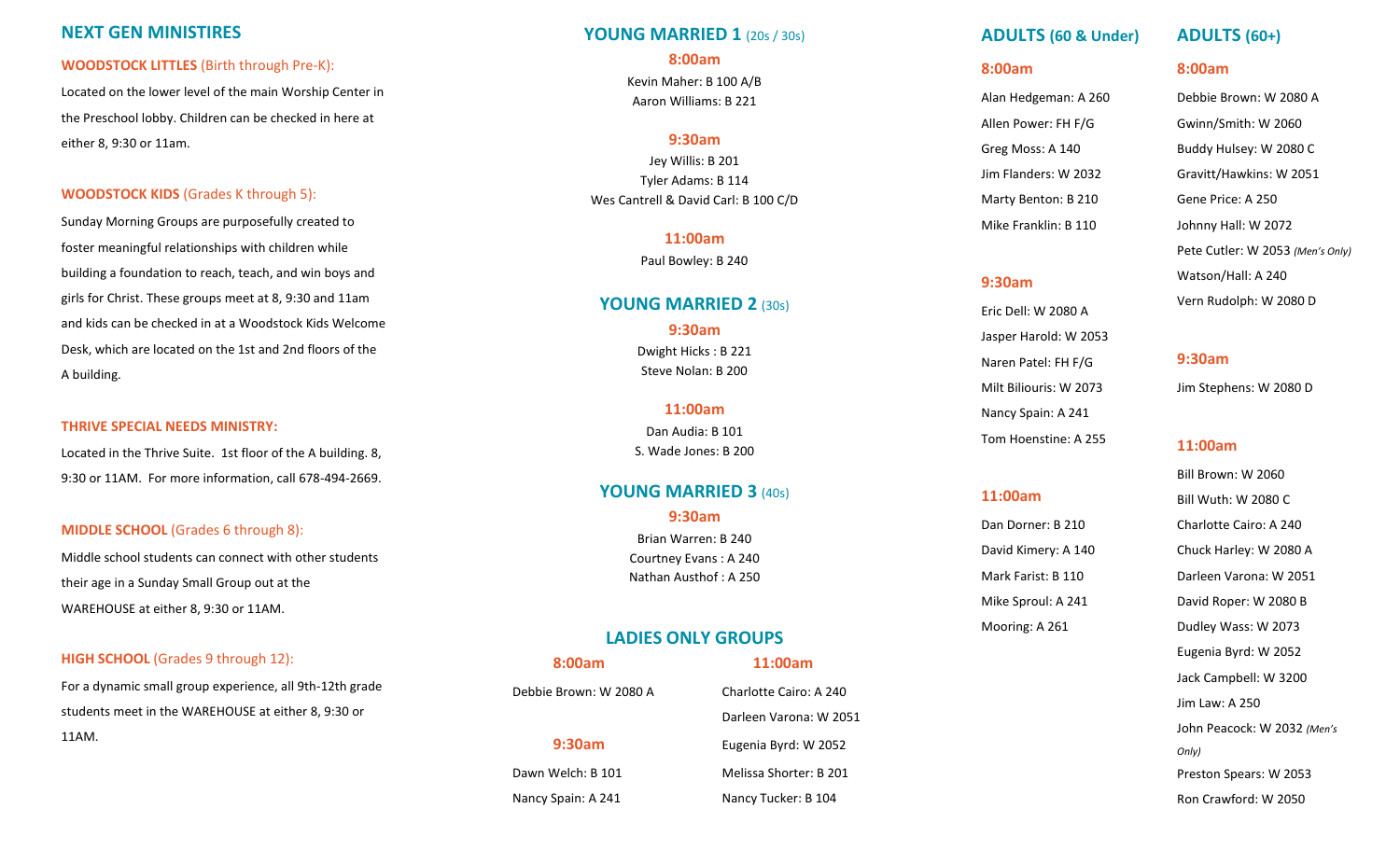## NEXT GEN MINISTIRES

**WOODSTOCK LITTLES** (Birth through Pre-K):

Located on the lower level of the main Worship Center in the Preschool lobby. Children can be checked in here at either 8, 9:30 or 11am.

**WOODSTOCK KIDS** (Grades K through 5):

Sunday Morning Groups are purposefully created to foster meaningful relationships with children while building a foundation to reach, teach, and win boys and girls for Christ. These groups meet at 8, 9:30 and 11am and kids can be checked in at a Woodstock Kids Welcome Desk, which are located on the 1st and 2nd floors of the A building.

**THRIVE SPECIAL NEEDS MINISTRY:**

Located in the Thrive Suite. 1st floor of the A building. 8, 9:30 or 11AM. For more information, call 678-494-2669.

**MIDDLE SCHOOL** (Grades 6 through 8):

Middle school students can connect with other students their age in a Sunday Small Group out at the WAREHOUSE at either 8, 9:30 or 11AM.

**HIGH SCHOOL** (Grades 9 through 12):

For a dynamic small group experience, all 9th-12th grade students meet in the WAREHOUSE at either 8, 9:30 or 11AM.

## YOUNG MARRIED 1 (20s / 30s)

**8:00am**

Kevin Maher: B 100 A/B
Aaron Williams: B 221

**9:30am**

Jey Willis: B 201
Tyler Adams: B 114
Wes Cantrell & David Carl: B 100 C/D

**11:00am**

Paul Bowley: B 240

## YOUNG MARRIED 2 (30s)

**9:30am**

Dwight Hicks : B 221
Steve Nolan: B 200

**11:00am**

Dan Audia: B 101
S. Wade Jones: B 200

## YOUNG MARRIED 3 (40s)

**9:30am**

Brian Warren: B 240
Courtney Evans : A 240
Nathan Austhof : A 250

## LADIES ONLY GROUPS

**8:00am**

Debbie Brown: W 2080 A

**9:30am**

Dawn Welch: B 101
Nancy Spain: A 241

**11:00am**

Charlotte Cairo: A 240
Darleen Varona: W 2051
Eugenia Byrd: W 2052
Melissa Shorter: B 201
Nancy Tucker: B 104

## ADULTS (60 & Under)

**8:00am**

Alan Hedgeman: A 260
Allen Power: FH F/G
Greg Moss: A 140
Jim Flanders: W 2032
Marty Benton: B 210
Mike Franklin: B 110

**9:30am**

Eric Dell: W 2080 A
Jasper Harold: W 2053
Naren Patel: FH F/G
Milt Biliouris: W 2073
Nancy Spain: A 241
Tom Hoenstine: A 255

**11:00am**

Dan Dorner: B 210
David Kimery: A 140
Mark Farist: B 110
Mike Sproul: A 241
Mooring: A 261

## ADULTS (60+)

**8:00am**

Debbie Brown: W 2080 A
Gwinn/Smith: W 2060
Buddy Hulsey: W 2080 C
Gravitt/Hawkins: W 2051
Gene Price: A 250
Johnny Hall: W 2072
Pete Cutler: W 2053 *(Men's Only)*
Watson/Hall: A 240
Vern Rudolph: W 2080 D

**9:30am**

Jim Stephens: W 2080 D

**11:00am**

Bill Brown: W 2060
Bill Wuth: W 2080 C
Charlotte Cairo: A 240
Chuck Harley: W 2080 A
Darleen Varona: W 2051
David Roper: W 2080 B
Dudley Wass: W 2073
Eugenia Byrd: W 2052
Jack Campbell: W 3200
Jim Law: A 250
John Peacock: W 2032 *(Men's Only)*
Preston Spears: W 2053
Ron Crawford: W 2050